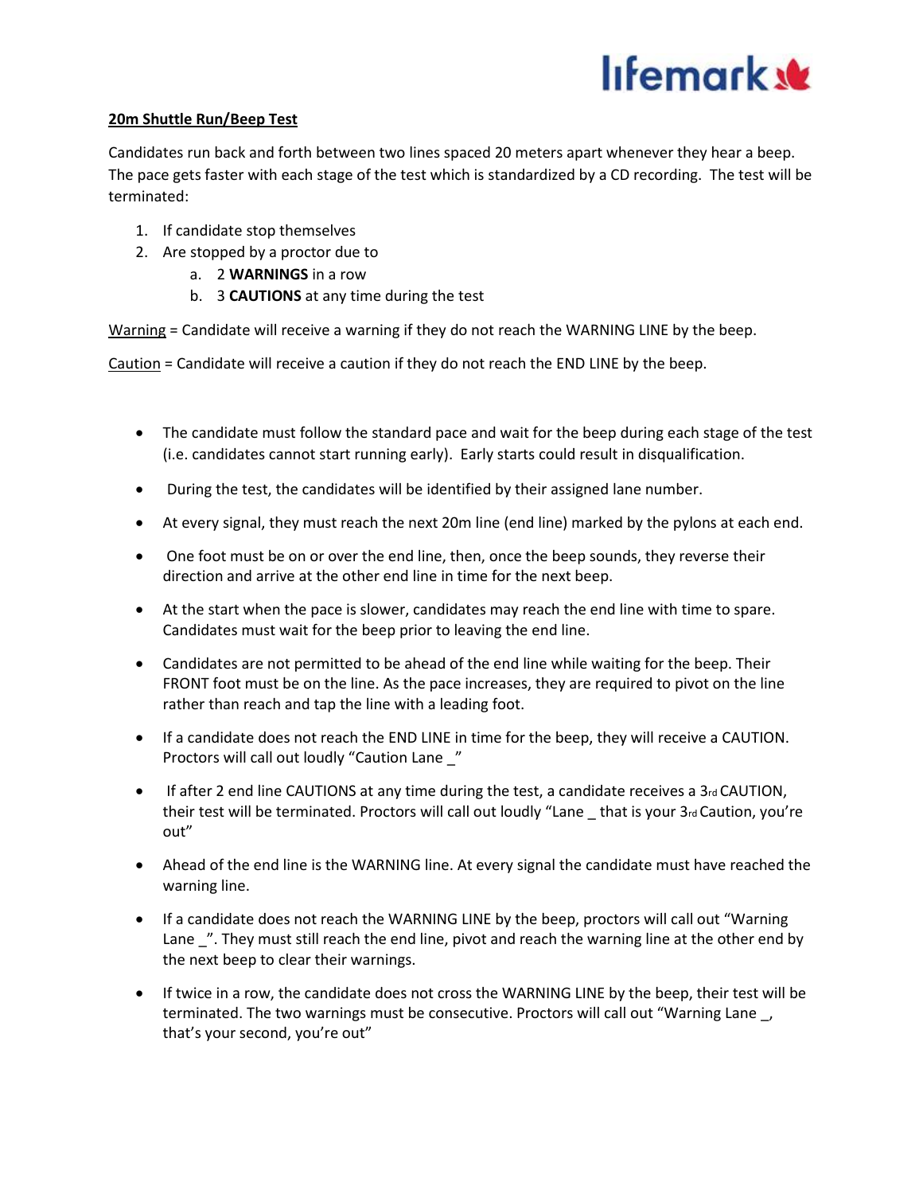## 20m Shuttle Run/Beep Test

Candidates run back and forth between two lines spaced 20 meters apart whenever they hear a beep. The pace gets faster with each stage of the test which is standardized by a CD recording. The test will be terminated:

1. If candidate stop themselves
2. Are stopped by a proctor due to
   a. 2 **WARNINGS** in a row
   b. 3 **CAUTIONS** at any time during the test

Warning = Candidate will receive a warning if they do not reach the WARNING LINE by the beep.

Caution = Candidate will receive a caution if they do not reach the END LINE by the beep.

- The candidate must follow the standard pace and wait for the beep during each stage of the test (i.e. candidates cannot start running early). Early starts could result in disqualification.
- During the test, the candidates will be identified by their assigned lane number.
- At every signal, they must reach the next 20m line (end line) marked by the pylons at each end.
- One foot must be on or over the end line, then, once the beep sounds, they reverse their direction and arrive at the other end line in time for the next beep.
- At the start when the pace is slower, candidates may reach the end line with time to spare. Candidates must wait for the beep prior to leaving the end line.
- Candidates are not permitted to be ahead of the end line while waiting for the beep. Their FRONT foot must be on the line. As the pace increases, they are required to pivot on the line rather than reach and tap the line with a leading foot.
- If a candidate does not reach the END LINE in time for the beep, they will receive a CAUTION. Proctors will call out loudly "Caution Lane _"
- If after 2 end line CAUTIONS at any time during the test, a candidate receives a 3rd CAUTION, their test will be terminated. Proctors will call out loudly "Lane _ that is your 3rd Caution, you're out"
- Ahead of the end line is the WARNING line. At every signal the candidate must have reached the warning line.
- If a candidate does not reach the WARNING LINE by the beep, proctors will call out "Warning Lane _". They must still reach the end line, pivot and reach the warning line at the other end by the next beep to clear their warnings.
- If twice in a row, the candidate does not cross the WARNING LINE by the beep, their test will be terminated. The two warnings must be consecutive. Proctors will call out "Warning Lane _, that's your second, you're out"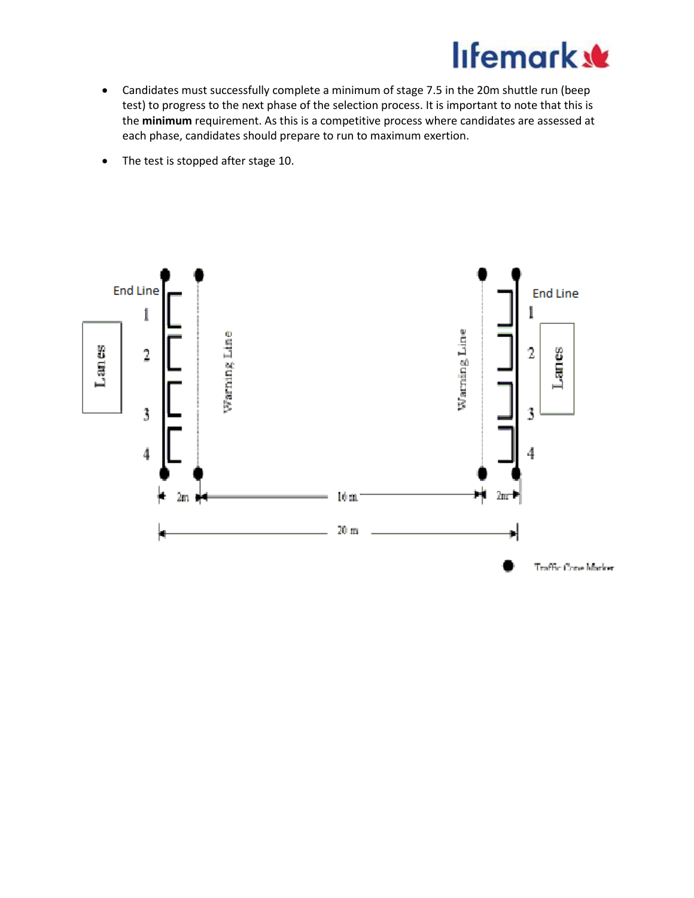- Candidates must successfully complete a minimum of stage 7.5 in the 20m shuttle run (beep test) to progress to the next phase of the selection process. It is important to note that this is the **minimum** requirement. As this is a competitive process where candidates are assessed at each phase, candidates should prepare to run to maximum exertion.
- The test is stopped after stage 10.

End Line

1

2

3

4

Lanes

Warning Line

Warning Line

End Line

1

2

3

4

Lanes

2m

16 m

2m

20 m

Traffic Cone Marker